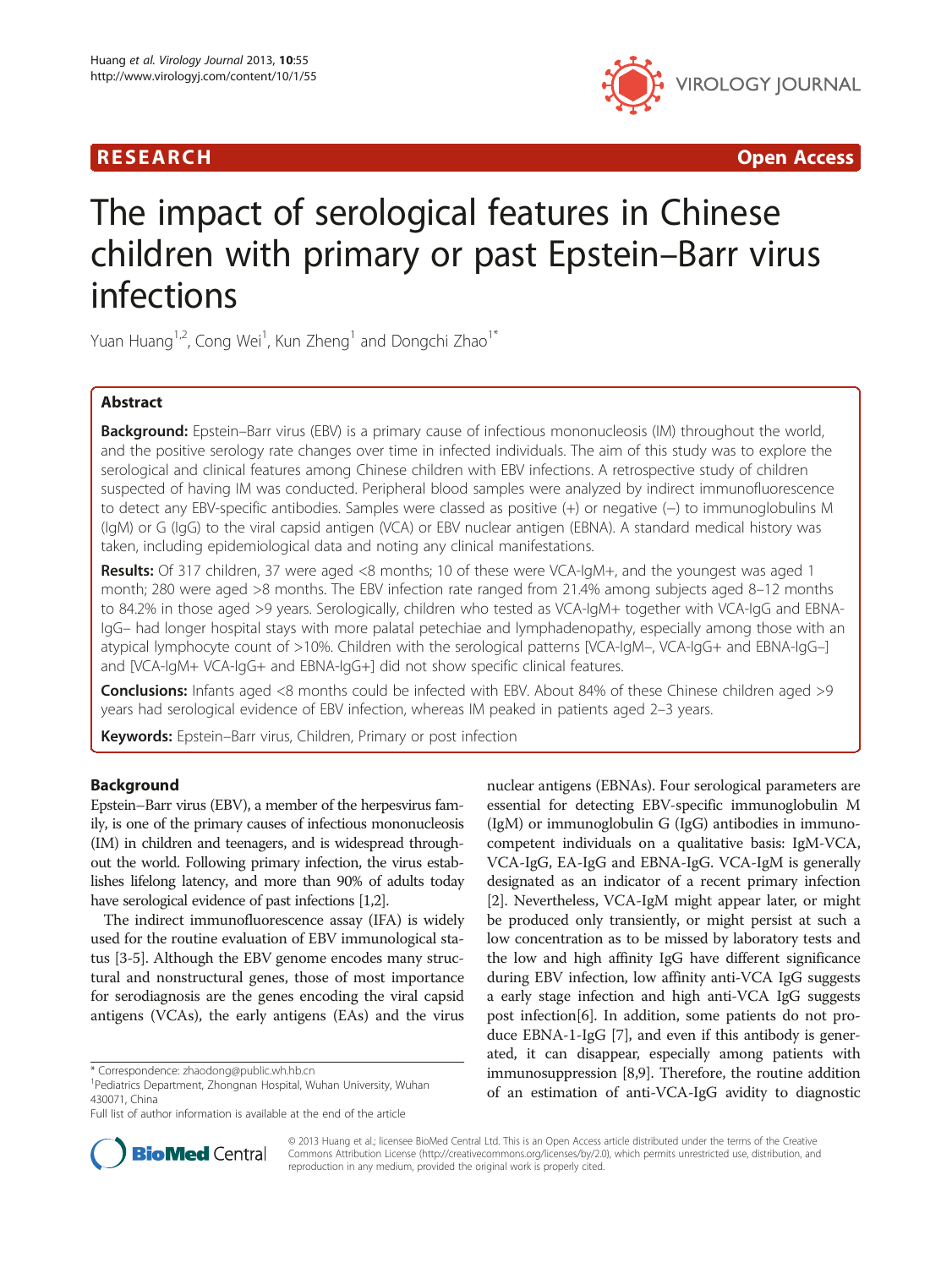RESEARCH Open Access

# The impact of serological features in Chinese children with primary or past Epstein–Barr virus infections

Yuan Huang[1,2], Cong Wei[1], Kun Zheng[1] and Dongchi Zhao[1*]

## Abstract

**Background:** Epstein–Barr virus (EBV) is a primary cause of infectious mononucleosis (IM) throughout the world, and the positive serology rate changes over time in infected individuals. The aim of this study was to explore the serological and clinical features among Chinese children with EBV infections. A retrospective study of children suspected of having IM was conducted. Peripheral blood samples were analyzed by indirect immunofluorescence to detect any EBV-specific antibodies. Samples were classed as positive (+) or negative (–) to immunoglobulins M (IgM) or G (IgG) to the viral capsid antigen (VCA) or EBV nuclear antigen (EBNA). A standard medical history was taken, including epidemiological data and noting any clinical manifestations.

**Results:** Of 317 children, 37 were aged <8 months; 10 of these were VCA-IgM+, and the youngest was aged 1 month; 280 were aged >8 months. The EBV infection rate ranged from 21.4% among subjects aged 8–12 months to 84.2% in those aged >9 years. Serologically, children who tested as VCA-IgM+ together with VCA-IgG and EBNA-IgG– had longer hospital stays with more palatal petechiae and lymphadenopathy, especially among those with an atypical lymphocyte count of >10%. Children with the serological patterns [VCA-IgM–, VCA-IgG+ and EBNA-IgG–] and [VCA-IgM+ VCA-IgG+ and EBNA-IgG+] did not show specific clinical features.

**Conclusions:** Infants aged <8 months could be infected with EBV. About 84% of these Chinese children aged >9 years had serological evidence of EBV infection, whereas IM peaked in patients aged 2–3 years.

**Keywords:** Epstein–Barr virus, Children, Primary or post infection

## Background

Epstein–Barr virus (EBV), a member of the herpesvirus family, is one of the primary causes of infectious mononucleosis (IM) in children and teenagers, and is widespread throughout the world. Following primary infection, the virus establishes lifelong latency, and more than 90% of adults today have serological evidence of past infections [1,2].

The indirect immunofluorescence assay (IFA) is widely used for the routine evaluation of EBV immunological status [3-5]. Although the EBV genome encodes many structural and nonstructural genes, those of most importance for serodiagnosis are the genes encoding the viral capsid antigens (VCAs), the early antigens (EAs) and the virus nuclear antigens (EBNAs). Four serological parameters are essential for detecting EBV-specific immunoglobulin M (IgM) or immunoglobulin G (IgG) antibodies in immunocompetent individuals on a qualitative basis: IgM-VCA, VCA-IgG, EA-IgG and EBNA-IgG. VCA-IgM is generally designated as an indicator of a recent primary infection [2]. Nevertheless, VCA-IgM might appear later, or might be produced only transiently, or might persist at such a low concentration as to be missed by laboratory tests and the low and high affinity IgG have different significance during EBV infection, low affinity anti-VCA IgG suggests a early stage infection and high anti-VCA IgG suggests post infection[6]. In addition, some patients do not produce EBNA-1-IgG [7], and even if this antibody is generated, it can disappear, especially among patients with immunosuppression [8,9]. Therefore, the routine addition of an estimation of anti-VCA-IgG avidity to diagnostic

\* Correspondence: zhaodong@public.wh.hb.cn
[1]Pediatrics Department, Zhongnan Hospital, Wuhan University, Wuhan 430071, China
Full list of author information is available at the end of the article

© 2013 Huang et al.; licensee BioMed Central Ltd. This is an Open Access article distributed under the terms of the Creative Commons Attribution License (http://creativecommons.org/licenses/by/2.0), which permits unrestricted use, distribution, and reproduction in any medium, provided the original work is properly cited.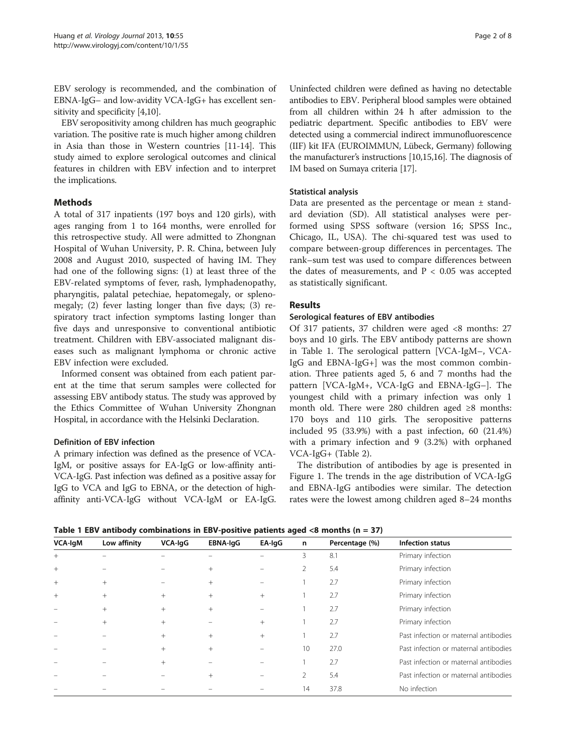EBV serology is recommended, and the combination of EBNA-IgG– and low-avidity VCA-IgG+ has excellent sensitivity and specificity [4,10].

EBV seropositivity among children has much geographic variation. The positive rate is much higher among children in Asia than those in Western countries [11-14]. This study aimed to explore serological outcomes and clinical features in children with EBV infection and to interpret the implications.

## Methods

A total of 317 inpatients (197 boys and 120 girls), with ages ranging from 1 to 164 months, were enrolled for this retrospective study. All were admitted to Zhongnan Hospital of Wuhan University, P. R. China, between July 2008 and August 2010, suspected of having IM. They had one of the following signs: (1) at least three of the EBV-related symptoms of fever, rash, lymphadenopathy, pharyngitis, palatal petechiae, hepatomegaly, or splenomegaly; (2) fever lasting longer than five days; (3) respiratory tract infection symptoms lasting longer than five days and unresponsive to conventional antibiotic treatment. Children with EBV-associated malignant diseases such as malignant lymphoma or chronic active EBV infection were excluded.

Informed consent was obtained from each patient parent at the time that serum samples were collected for assessing EBV antibody status. The study was approved by the Ethics Committee of Wuhan University Zhongnan Hospital, in accordance with the Helsinki Declaration.

### Definition of EBV infection

A primary infection was defined as the presence of VCA-IgM, or positive assays for EA-IgG or low-affinity anti-VCA-IgG. Past infection was defined as a positive assay for IgG to VCA and IgG to EBNA, or the detection of high-affinity anti-VCA-IgG without VCA-IgM or EA-IgG. Uninfected children were defined as having no detectable antibodies to EBV. Peripheral blood samples were obtained from all children within 24 h after admission to the pediatric department. Specific antibodies to EBV were detected using a commercial indirect immunofluorescence (IIF) kit IFA (EUROIMMUN, Lübeck, Germany) following the manufacturer's instructions [10,15,16]. The diagnosis of IM based on Sumaya criteria [17].

### Statistical analysis

Data are presented as the percentage or mean ± standard deviation (SD). All statistical analyses were performed using SPSS software (version 16; SPSS Inc., Chicago, IL, USA). The chi-squared test was used to compare between-group differences in percentages. The rank–sum test was used to compare differences between the dates of measurements, and $P < 0.05$ was accepted as statistically significant.

## Results

### Serological features of EBV antibodies

Of 317 patients, 37 children were aged <8 months: 27 boys and 10 girls. The EBV antibody patterns are shown in Table 1. The serological pattern [VCA-IgM–, VCA-IgG and EBNA-IgG+] was the most common combination. Three patients aged 5, 6 and 7 months had the pattern [VCA-IgM+, VCA-IgG and EBNA-IgG–]. The youngest child with a primary infection was only 1 month old. There were 280 children aged ≥8 months: 170 boys and 110 girls. The seropositive patterns included 95 (33.9%) with a past infection, 60 (21.4%) with a primary infection and 9 (3.2%) with orphaned VCA-IgG+ (Table 2).

The distribution of antibodies by age is presented in Figure 1. The trends in the age distribution of VCA-IgG and EBNA-IgG antibodies were similar. The detection rates were the lowest among children aged 8–24 months

**Table 1 EBV antibody combinations in EBV-positive patients aged <8 months (n = 37)**

| VCA-IgM | Low affinity | VCA-IgG | EBNA-IgG | EA-IgG | n | Percentage (%) | Infection status |
|---|---|---|---|---|---|---|---|
| + | – | – | – | – | 3 | 8.1 | Primary infection |
| + | – | – | + | – | 2 | 5.4 | Primary infection |
| + | + | – | + | – | 1 | 2.7 | Primary infection |
| + | + | + | + | + | 1 | 2.7 | Primary infection |
| – | + | + | + | – | 1 | 2.7 | Primary infection |
| – | + | + | – | + | 1 | 2.7 | Primary infection |
| – | – | + | + | + | 1 | 2.7 | Past infection or maternal antibodies |
| – | – | + | + | – | 10 | 27.0 | Past infection or maternal antibodies |
| – | – | + | – | – | 1 | 2.7 | Past infection or maternal antibodies |
| – | – | – | + | – | 2 | 5.4 | Past infection or maternal antibodies |
| – | – | – | – | – | 14 | 37.8 | No infection |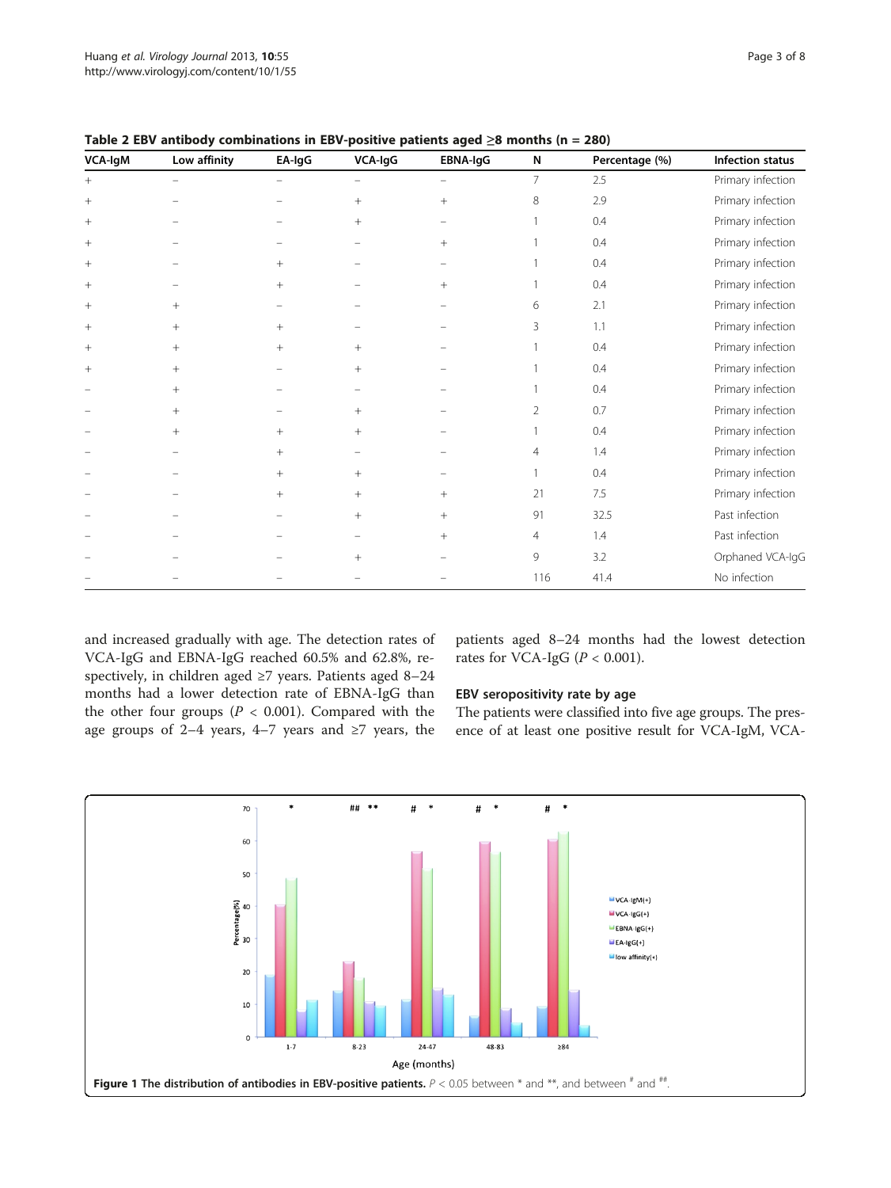**Table 2 EBV antibody combinations in EBV-positive patients aged ≥8 months (n = 280)**

| VCA-IgM | Low affinity | EA-IgG | VCA-IgG | EBNA-IgG | N | Percentage (%) | Infection status |
|---|---|---|---|---|---|---|---|
| + | − | − | − | − | 7 | 2.5 | Primary infection |
| + | − | − | + | + | 8 | 2.9 | Primary infection |
| + | − | − | + | − | 1 | 0.4 | Primary infection |
| + | − | − | − | + | 1 | 0.4 | Primary infection |
| + | − | + | − | − | 1 | 0.4 | Primary infection |
| + | − | + | − | + | 1 | 0.4 | Primary infection |
| + | + | − | − | − | 6 | 2.1 | Primary infection |
| + | + | + | − | − | 3 | 1.1 | Primary infection |
| + | + | + | + | − | 1 | 0.4 | Primary infection |
| + | + | − | + | − | 1 | 0.4 | Primary infection |
| − | + | − | − | − | 1 | 0.4 | Primary infection |
| − | + | − | + | − | 2 | 0.7 | Primary infection |
| − | + | + | + | − | 1 | 0.4 | Primary infection |
| − | − | + | − | − | 4 | 1.4 | Primary infection |
| − | − | + | + | − | 1 | 0.4 | Primary infection |
| − | − | + | + | + | 21 | 7.5 | Primary infection |
| − | − | − | + | + | 91 | 32.5 | Past infection |
| − | − | − | − | + | 4 | 1.4 | Past infection |
| − | − | − | + | − | 9 | 3.2 | Orphaned VCA-IgG |
| − | − | − | − | − | 116 | 41.4 | No infection |

and increased gradually with age. The detection rates of VCA-IgG and EBNA-IgG reached 60.5% and 62.8%, respectively, in children aged ≥7 years. Patients aged 8–24 months had a lower detection rate of EBNA-IgG than the other four groups ($P < 0.001$). Compared with the age groups of 2–4 years, 4–7 years and ≥7 years, the patients aged 8–24 months had the lowest detection rates for VCA-IgG ($P < 0.001$).

### EBV seropositivity rate by age

The patients were classified into five age groups. The presence of at least one positive result for VCA-IgM, VCA-

**Figure 1 The distribution of antibodies in EBV-positive patients.** $P < 0.05$ between * and **, and between # and ##.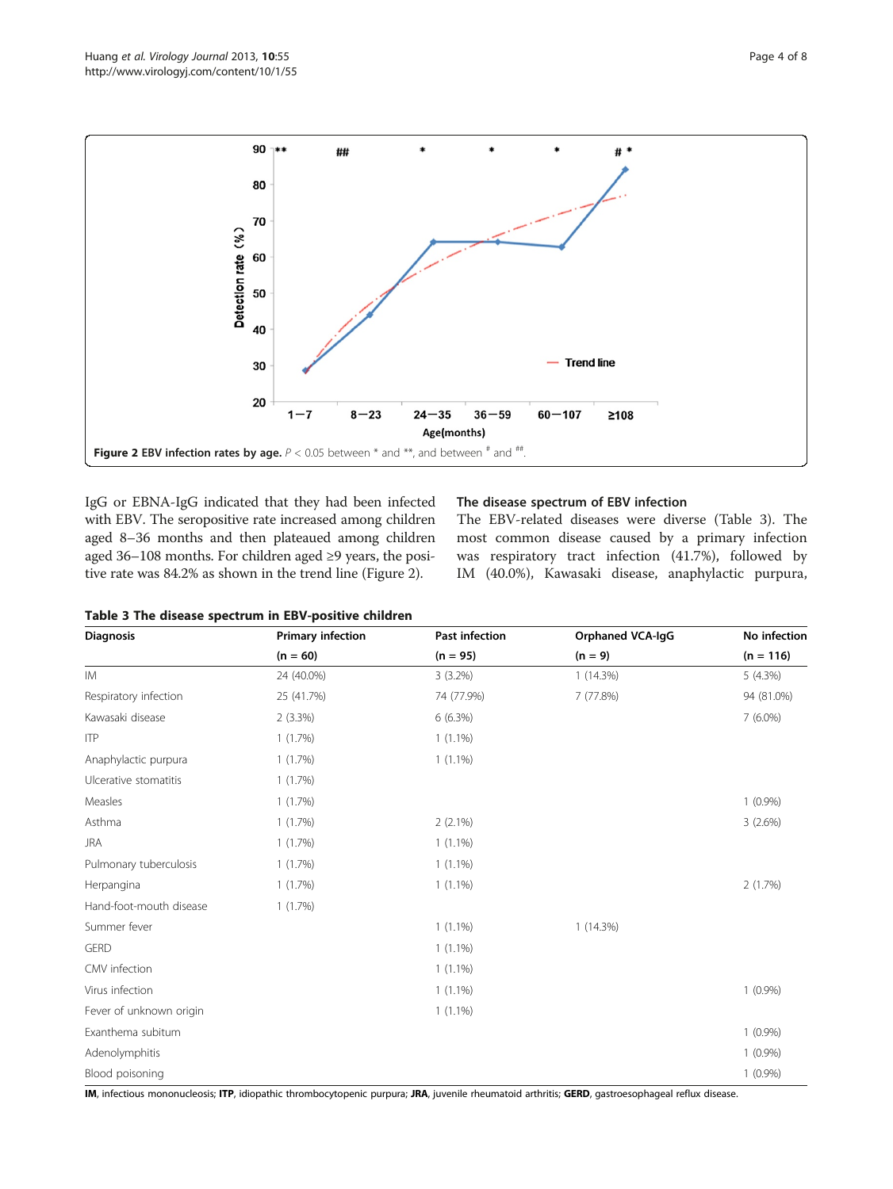Figure 2 EBV infection rates by age. $P < 0.05$ between * and **, and between # and ##.

IgG or EBNA-IgG indicated that they had been infected with EBV. The seropositive rate increased among children aged 8–36 months and then plateaued among children aged 36–108 months. For children aged ≥9 years, the positive rate was 84.2% as shown in the trend line (Figure 2).

### The disease spectrum of EBV infection

The EBV-related diseases were diverse (Table 3). The most common disease caused by a primary infection was respiratory tract infection (41.7%), followed by IM (40.0%), Kawasaki disease, anaphylactic purpura,

**Table 3 The disease spectrum in EBV-positive children**

| Diagnosis | Primary infection (n = 60) | Past infection (n = 95) | Orphaned VCA-IgG (n = 9) | No infection (n = 116) |
|---|---|---|---|---|
| IM | 24 (40.0%) | 3 (3.2%) | 1 (14.3%) | 5 (4.3%) |
| Respiratory infection | 25 (41.7%) | 74 (77.9%) | 7 (77.8%) | 94 (81.0%) |
| Kawasaki disease | 2 (3.3%) | 6 (6.3%) | | 7 (6.0%) |
| ITP | 1 (1.7%) | 1 (1.1%) | | |
| Anaphylactic purpura | 1 (1.7%) | 1 (1.1%) | | |
| Ulcerative stomatitis | 1 (1.7%) | | | |
| Measles | 1 (1.7%) | | | 1 (0.9%) |
| Asthma | 1 (1.7%) | 2 (2.1%) | | 3 (2.6%) |
| JRA | 1 (1.7%) | 1 (1.1%) | | |
| Pulmonary tuberculosis | 1 (1.7%) | 1 (1.1%) | | |
| Herpangina | 1 (1.7%) | 1 (1.1%) | | 2 (1.7%) |
| Hand-foot-mouth disease | 1 (1.7%) | | | |
| Summer fever | | 1 (1.1%) | 1 (14.3%) | |
| GERD | | 1 (1.1%) | | |
| CMV infection | | 1 (1.1%) | | |
| Virus infection | | 1 (1.1%) | | 1 (0.9%) |
| Fever of unknown origin | | 1 (1.1%) | | |
| Exanthema subitum | | | | 1 (0.9%) |
| Adenolymphitis | | | | 1 (0.9%) |
| Blood poisoning | | | | 1 (0.9%) |

**IM**, infectious mononucleosis; **ITP**, idiopathic thrombocytopenic purpura; **JRA**, juvenile rheumatoid arthritis; **GERD**, gastroesophageal reflux disease.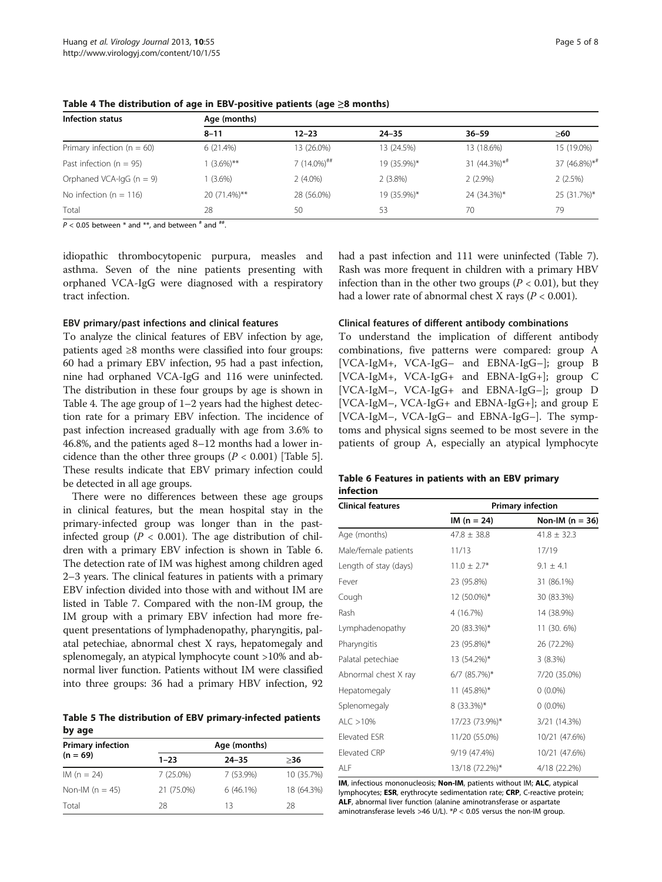**Table 4 The distribution of age in EBV-positive patients (age ≥8 months)**

| Infection status | Age (months) | | | | |
|---|---|---|---|---|---|
| | 8–11 | 12–23 | 24–35 | 36–59 | ≥60 |
| Primary infection (n = 60) | 6 (21.4%) | 13 (26.0%) | 13 (24.5%) | 13 (18.6%) | 15 (19.0%) |
| Past infection (n = 95) | 1 (3.6%)** | 7 (14.0%)## | 19 (35.9%)* | 31 (44.3%)*# | 37 (46.8%)*# |
| Orphaned VCA-IgG (n = 9) | 1 (3.6%) | 2 (4.0%) | 2 (3.8%) | 2 (2.9%) | 2 (2.5%) |
| No infection (n = 116) | 20 (71.4%)** | 28 (56.0%) | 19 (35.9%)* | 24 (34.3%)* | 25 (31.7%)* |
| Total | 28 | 50 | 53 | 70 | 79 |

$P < 0.05$ between * and **, and between # and ##.

idiopathic thrombocytopenic purpura, measles and asthma. Seven of the nine patients presenting with orphaned VCA-IgG were diagnosed with a respiratory tract infection.

#### EBV primary/past infections and clinical features

To analyze the clinical features of EBV infection by age, patients aged ≥8 months were classified into four groups: 60 had a primary EBV infection, 95 had a past infection, nine had orphaned VCA-IgG and 116 were uninfected. The distribution in these four groups by age is shown in Table 4. The age group of 1–2 years had the highest detection rate for a primary EBV infection. The incidence of past infection increased gradually with age from 3.6% to 46.8%, and the patients aged 8–12 months had a lower incidence than the other three groups ($P < 0.001$) [Table 5]. These results indicate that EBV primary infection could be detected in all age groups.

There were no differences between these age groups in clinical features, but the mean hospital stay in the primary-infected group was longer than in the past-infected group ($P < 0.001$). The age distribution of children with a primary EBV infection is shown in Table 6. The detection rate of IM was highest among children aged 2–3 years. The clinical features in patients with a primary EBV infection divided into those with and without IM are listed in Table 7. Compared with the non-IM group, the IM group with a primary EBV infection had more frequent presentations of lymphadenopathy, pharyngitis, palatal petechiae, abnormal chest X rays, hepatomegaly and splenomegaly, an atypical lymphocyte count >10% and abnormal liver function. Patients without IM were classified into three groups: 36 had a primary HBV infection, 92 had a past infection and 111 were uninfected (Table 7). Rash was more frequent in children with a primary HBV infection than in the other two groups ($P < 0.01$), but they had a lower rate of abnormal chest X rays ($P < 0.001$).

**Table 5 The distribution of EBV primary-infected patients by age**

| Primary infection (n = 69) | Age (months) | | |
|---|---|---|---|
| | 1–23 | 24–35 | ≥36 |
| IM (n = 24) | 7 (25.0%) | 7 (53.9%) | 10 (35.7%) |
| Non-IM (n = 45) | 21 (75.0%) | 6 (46.1%) | 18 (64.3%) |
| Total | 28 | 13 | 28 |

#### Clinical features of different antibody combinations

To understand the implication of different antibody combinations, five patterns were compared: group A [VCA-IgM+, VCA-IgG– and EBNA-IgG–]; group B [VCA-IgM+, VCA-IgG+ and EBNA-IgG+]; group C [VCA-IgM–, VCA-IgG+ and EBNA-IgG–]; group D [VCA-IgM–, VCA-IgG+ and EBNA-IgG+]; and group E [VCA-IgM–, VCA-IgG– and EBNA-IgG–]. The symptoms and physical signs seemed to be most severe in the patients of group A, especially an atypical lymphocyte

**Table 6 Features in patients with an EBV primary infection**

| Clinical features | Primary infection | |
|---|---|---|
| | IM (n = 24) | Non-IM (n = 36) |
| Age (months) | 47.8 ± 38.8 | 41.8 ± 32.3 |
| Male/female patients | 11/13 | 17/19 |
| Length of stay (days) | 11.0 ± 2.7* | 9.1 ± 4.1 |
| Fever | 23 (95.8%) | 31 (86.1%) |
| Cough | 12 (50.0%)* | 30 (83.3%) |
| Rash | 4 (16.7%) | 14 (38.9%) |
| Lymphadenopathy | 20 (83.3%)* | 11 (30. 6%) |
| Pharyngitis | 23 (95.8%)* | 26 (72.2%) |
| Palatal petechiae | 13 (54.2%)* | 3 (8.3%) |
| Abnormal chest X ray | 6/7 (85.7%)* | 7/20 (35.0%) |
| Hepatomegaly | 11 (45.8%)* | 0 (0.0%) |
| Splenomegaly | 8 (33.3%)* | 0 (0.0%) |
| ALC >10% | 17/23 (73.9%)* | 3/21 (14.3%) |
| Elevated ESR | 11/20 (55.0%) | 10/21 (47.6%) |
| Elevated CRP | 9/19 (47.4%) | 10/21 (47.6%) |
| ALF | 13/18 (72.2%)* | 4/18 (22.2%) |

**IM**, infectious mononucleosis; **Non-IM**, patients without IM; **ALC**, atypical lymphocytes; **ESR**, erythrocyte sedimentation rate; **CRP**, C-reactive protein; **ALF**, abnormal liver function (alanine aminotransferase or aspartate aminotransferase levels >46 U/L). *$P < 0.05$ versus the non-IM group.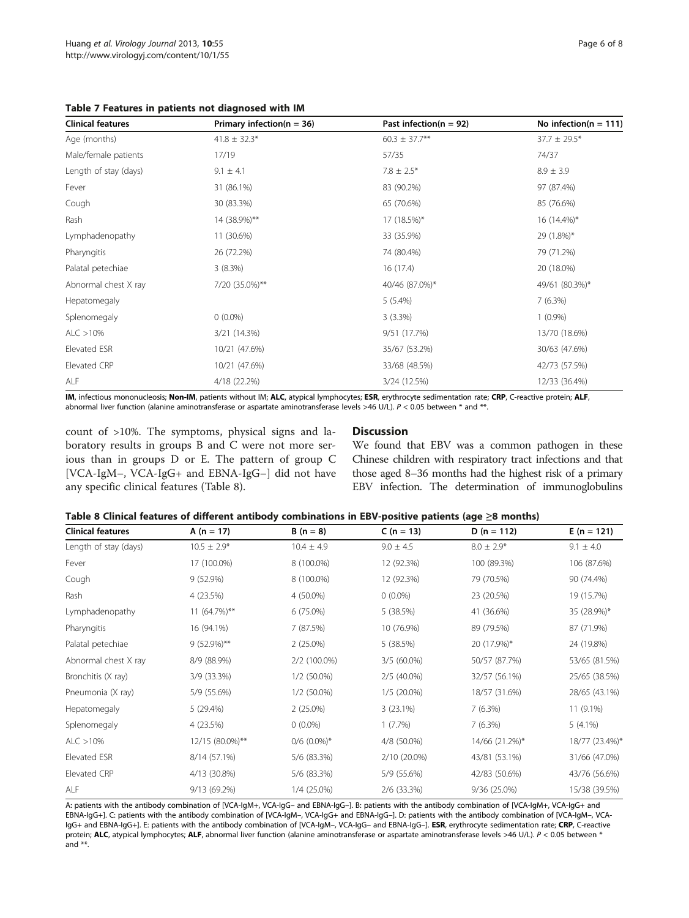**Table 7 Features in patients not diagnosed with IM**

| Clinical features | Primary infection(n = 36) | Past infection(n = 92) | No infection(n = 111) |
|---|---|---|---|
| Age (months) | 41.8 ± 32.3* | 60.3 ± 37.7** | 37.7 ± 29.5* |
| Male/female patients | 17/19 | 57/35 | 74/37 |
| Length of stay (days) | 9.1 ± 4.1 | 7.8 ± 2.5* | 8.9 ± 3.9 |
| Fever | 31 (86.1%) | 83 (90.2%) | 97 (87.4%) |
| Cough | 30 (83.3%) | 65 (70.6%) | 85 (76.6%) |
| Rash | 14 (38.9%)** | 17 (18.5%)* | 16 (14.4%)* |
| Lymphadenopathy | 11 (30.6%) | 33 (35.9%) | 29 (1.8%)* |
| Pharyngitis | 26 (72.2%) | 74 (80.4%) | 79 (71.2%) |
| Palatal petechiae | 3 (8.3%) | 16 (17.4) | 20 (18.0%) |
| Abnormal chest X ray | 7/20 (35.0%)** | 40/46 (87.0%)* | 49/61 (80.3%)* |
| Hepatomegaly | | 5 (5.4%) | 7 (6.3%) |
| Splenomegaly | 0 (0.0%) | 3 (3.3%) | 1 (0.9%) |
| ALC >10% | 3/21 (14.3%) | 9/51 (17.7%) | 13/70 (18.6%) |
| Elevated ESR | 10/21 (47.6%) | 35/67 (53.2%) | 30/63 (47.6%) |
| Elevated CRP | 10/21 (47.6%) | 33/68 (48.5%) | 42/73 (57.5%) |
| ALF | 4/18 (22.2%) | 3/24 (12.5%) | 12/33 (36.4%) |

**IM**, infectious mononucleosis; **Non-IM**, patients without IM; **ALC**, atypical lymphocytes; **ESR**, erythrocyte sedimentation rate; **CRP**, C-reactive protein; **ALF**, abnormal liver function (alanine aminotransferase or aspartate aminotransferase levels >46 U/L). $P < 0.05$ between * and **.

count of >10%. The symptoms, physical signs and laboratory results in groups B and C were not more serious than in groups D or E. The pattern of group C [VCA-IgM−, VCA-IgG+ and EBNA-IgG−] did not have any specific clinical features (Table 8).

## Discussion

We found that EBV was a common pathogen in these Chinese children with respiratory tract infections and that those aged 8–36 months had the highest risk of a primary EBV infection. The determination of immunoglobulins

**Table 8 Clinical features of different antibody combinations in EBV-positive patients (age ≥8 months)**

| Clinical features | A (n = 17) | B (n = 8) | C (n = 13) | D (n = 112) | E (n = 121) |
|---|---|---|---|---|---|
| Length of stay (days) | 10.5 ± 2.9* | 10.4 ± 4.9 | 9.0 ± 4.5 | 8.0 ± 2.9* | 9.1 ± 4.0 |
| Fever | 17 (100.0%) | 8 (100.0%) | 12 (92.3%) | 100 (89.3%) | 106 (87.6%) |
| Cough | 9 (52.9%) | 8 (100.0%) | 12 (92.3%) | 79 (70.5%) | 90 (74.4%) |
| Rash | 4 (23.5%) | 4 (50.0%) | 0 (0.0%) | 23 (20.5%) | 19 (15.7%) |
| Lymphadenopathy | 11 (64.7%)** | 6 (75.0%) | 5 (38.5%) | 41 (36.6%) | 35 (28.9%)* |
| Pharyngitis | 16 (94.1%) | 7 (87.5%) | 10 (76.9%) | 89 (79.5%) | 87 (71.9%) |
| Palatal petechiae | 9 (52.9%)** | 2 (25.0%) | 5 (38.5%) | 20 (17.9%)* | 24 (19.8%) |
| Abnormal chest X ray | 8/9 (88.9%) | 2/2 (100.0%) | 3/5 (60.0%) | 50/57 (87.7%) | 53/65 (81.5%) |
| Bronchitis (X ray) | 3/9 (33.3%) | 1/2 (50.0%) | 2/5 (40.0%) | 32/57 (56.1%) | 25/65 (38.5%) |
| Pneumonia (X ray) | 5/9 (55.6%) | 1/2 (50.0%) | 1/5 (20.0%) | 18/57 (31.6%) | 28/65 (43.1%) |
| Hepatomegaly | 5 (29.4%) | 2 (25.0%) | 3 (23.1%) | 7 (6.3%) | 11 (9.1%) |
| Splenomegaly | 4 (23.5%) | 0 (0.0%) | 1 (7.7%) | 7 (6.3%) | 5 (4.1%) |
| ALC >10% | 12/15 (80.0%)** | 0/6 (0.0%)* | 4/8 (50.0%) | 14/66 (21.2%)* | 18/77 (23.4%)* |
| Elevated ESR | 8/14 (57.1%) | 5/6 (83.3%) | 2/10 (20.0%) | 43/81 (53.1%) | 31/66 (47.0%) |
| Elevated CRP | 4/13 (30.8%) | 5/6 (83.3%) | 5/9 (55.6%) | 42/83 (50.6%) | 43/76 (56.6%) |
| ALF | 9/13 (69.2%) | 1/4 (25.0%) | 2/6 (33.3%) | 9/36 (25.0%) | 15/38 (39.5%) |

A: patients with the antibody combination of [VCA-IgM+, VCA-IgG− and EBNA-IgG−]. B: patients with the antibody combination of [VCA-IgM+, VCA-IgG+ and EBNA-IgG+]. C: patients with the antibody combination of [VCA-IgM−, VCA-IgG+ and EBNA-IgG−]. D: patients with the antibody combination of [VCA-IgM−, VCA-IgG+ and EBNA-IgG+]. E: patients with the antibody combination of [VCA-IgM−, VCA-IgG− and EBNA-IgG−]. **ESR**, erythrocyte sedimentation rate; **CRP**, C-reactive protein; **ALC**, atypical lymphocytes; **ALF**, abnormal liver function (alanine aminotransferase or aspartate aminotransferase levels >46 U/L). $P < 0.05$ between * and **.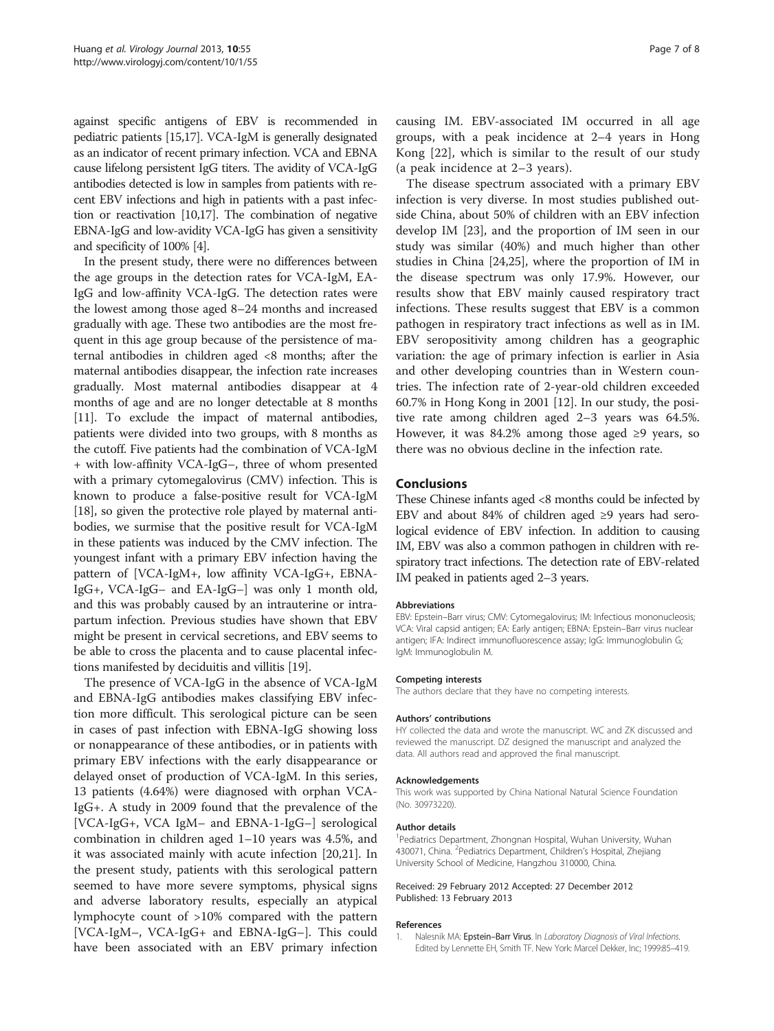against specific antigens of EBV is recommended in pediatric patients [15,17]. VCA-IgM is generally designated as an indicator of recent primary infection. VCA and EBNA cause lifelong persistent IgG titers. The avidity of VCA-IgG antibodies detected is low in samples from patients with recent EBV infections and high in patients with a past infection or reactivation [10,17]. The combination of negative EBNA-IgG and low-avidity VCA-IgG has given a sensitivity and specificity of 100% [4].

In the present study, there were no differences between the age groups in the detection rates for VCA-IgM, EA-IgG and low-affinity VCA-IgG. The detection rates were the lowest among those aged 8–24 months and increased gradually with age. These two antibodies are the most frequent in this age group because of the persistence of maternal antibodies in children aged <8 months; after the maternal antibodies disappear, the infection rate increases gradually. Most maternal antibodies disappear at 4 months of age and are no longer detectable at 8 months [11]. To exclude the impact of maternal antibodies, patients were divided into two groups, with 8 months as the cutoff. Five patients had the combination of VCA-IgM + with low-affinity VCA-IgG–, three of whom presented with a primary cytomegalovirus (CMV) infection. This is known to produce a false-positive result for VCA-IgM [18], so given the protective role played by maternal antibodies, we surmise that the positive result for VCA-IgM in these patients was induced by the CMV infection. The youngest infant with a primary EBV infection having the pattern of [VCA-IgM+, low affinity VCA-IgG+, EBNA-IgG+, VCA-IgG– and EA-IgG–] was only 1 month old, and this was probably caused by an intrauterine or intrapartum infection. Previous studies have shown that EBV might be present in cervical secretions, and EBV seems to be able to cross the placenta and to cause placental infections manifested by deciduitis and villitis [19].

The presence of VCA-IgG in the absence of VCA-IgM and EBNA-IgG antibodies makes classifying EBV infection more difficult. This serological picture can be seen in cases of past infection with EBNA-IgG showing loss or nonappearance of these antibodies, or in patients with primary EBV infections with the early disappearance or delayed onset of production of VCA-IgM. In this series, 13 patients (4.64%) were diagnosed with orphan VCA-IgG+. A study in 2009 found that the prevalence of the [VCA-IgG+, VCA IgM– and EBNA-1-IgG–] serological combination in children aged 1–10 years was 4.5%, and it was associated mainly with acute infection [20,21]. In the present study, patients with this serological pattern seemed to have more severe symptoms, physical signs and adverse laboratory results, especially an atypical lymphocyte count of >10% compared with the pattern [VCA-IgM–, VCA-IgG+ and EBNA-IgG–]. This could have been associated with an EBV primary infection causing IM. EBV-associated IM occurred in all age groups, with a peak incidence at 2–4 years in Hong Kong [22], which is similar to the result of our study (a peak incidence at 2–3 years).

The disease spectrum associated with a primary EBV infection is very diverse. In most studies published outside China, about 50% of children with an EBV infection develop IM [23], and the proportion of IM seen in our study was similar (40%) and much higher than other studies in China [24,25], where the proportion of IM in the disease spectrum was only 17.9%. However, our results show that EBV mainly caused respiratory tract infections. These results suggest that EBV is a common pathogen in respiratory tract infections as well as in IM. EBV seropositivity among children has a geographic variation: the age of primary infection is earlier in Asia and other developing countries than in Western countries. The infection rate of 2-year-old children exceeded 60.7% in Hong Kong in 2001 [12]. In our study, the positive rate among children aged 2–3 years was 64.5%. However, it was 84.2% among those aged ≥9 years, so there was no obvious decline in the infection rate.

## Conclusions

These Chinese infants aged <8 months could be infected by EBV and about 84% of children aged ≥9 years had serological evidence of EBV infection. In addition to causing IM, EBV was also a common pathogen in children with respiratory tract infections. The detection rate of EBV-related IM peaked in patients aged 2–3 years.

#### Abbreviations

EBV: Epstein–Barr virus; CMV: Cytomegalovirus; IM: Infectious mononucleosis; VCA: Viral capsid antigen; EA: Early antigen; EBNA: Epstein–Barr virus nuclear antigen; IFA: Indirect immunofluorescence assay; IgG: Immunoglobulin G; IgM: Immunoglobulin M.

#### Competing interests

The authors declare that they have no competing interests.

#### Authors' contributions

HY collected the data and wrote the manuscript. WC and ZK discussed and reviewed the manuscript. DZ designed the manuscript and analyzed the data. All authors read and approved the final manuscript.

#### Acknowledgements

This work was supported by China National Natural Science Foundation (No. 30973220).

#### Author details

[1]Pediatrics Department, Zhongnan Hospital, Wuhan University, Wuhan 430071, China. [2]Pediatrics Department, Children's Hospital, Zhejiang University School of Medicine, Hangzhou 310000, China.

Received: 29 February 2012 Accepted: 27 December 2012
Published: 13 February 2013

#### References

1. Nalesnik MA: **Epstein–Barr Virus**. In *Laboratory Diagnosis of Viral Infections*. Edited by Lennette EH, Smith TF. New York: Marcel Dekker, Inc; 1999:85–419.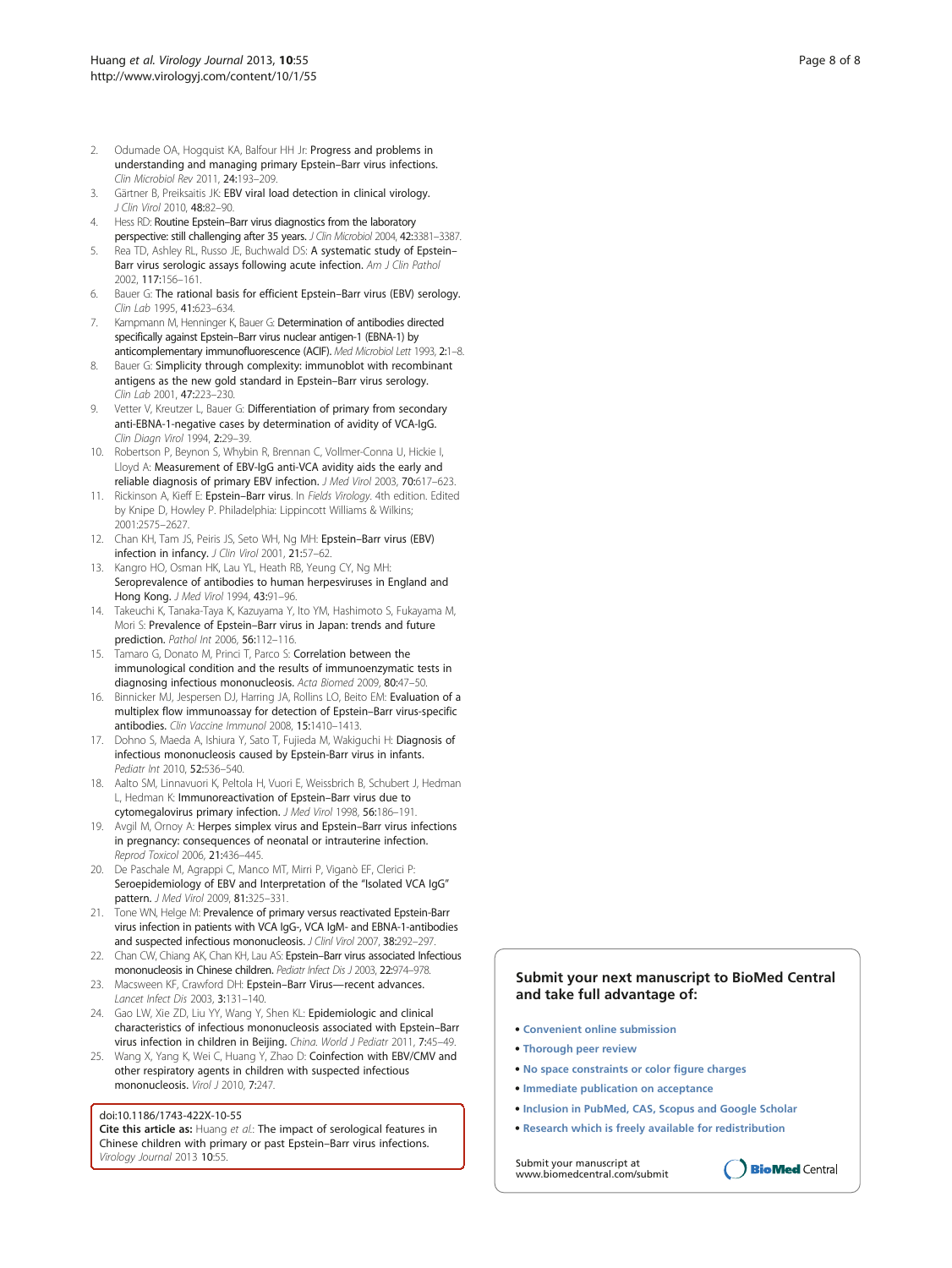2. Odumade OA, Hogquist KA, Balfour HH Jr: Progress and problems in understanding and managing primary Epstein–Barr virus infections. *Clin Microbiol Rev* 2011, **24:**193–209.
3. Gärtner B, Preiksaitis JK: EBV viral load detection in clinical virology. *J Clin Virol* 2010, **48:**82–90.
4. Hess RD: Routine Epstein–Barr virus diagnostics from the laboratory perspective: still challenging after 35 years. *J Clin Microbiol* 2004, **42:**3381–3387.
5. Rea TD, Ashley RL, Russo JE, Buchwald DS: A systematic study of Epstein–Barr virus serologic assays following acute infection. *Am J Clin Pathol* 2002, **117:**156–161.
6. Bauer G: The rational basis for efficient Epstein–Barr virus (EBV) serology. *Clin Lab* 1995, **41:**623–634.
7. Kampmann M, Henninger K, Bauer G: Determination of antibodies directed specifically against Epstein–Barr virus nuclear antigen-1 (EBNA-1) by anticomplementary immunofluorescence (ACIF). *Med Microbiol Lett* 1993, **2:**1–8.
8. Bauer G: Simplicity through complexity: immunoblot with recombinant antigens as the new gold standard in Epstein–Barr virus serology. *Clin Lab* 2001, **47:**223–230.
9. Vetter V, Kreutzer L, Bauer G: Differentiation of primary from secondary anti-EBNA-1-negative cases by determination of avidity of VCA-IgG. *Clin Diagn Virol* 1994, **2:**29–39.
10. Robertson P, Beynon S, Whybin R, Brennan C, Vollmer-Conna U, Hickie I, Lloyd A: Measurement of EBV-IgG anti-VCA avidity aids the early and reliable diagnosis of primary EBV infection. *J Med Virol* 2003, **70:**617–623.
11. Rickinson A, Kieff E: Epstein–Barr virus. In *Fields Virology*. 4th edition. Edited by Knipe D, Howley P. Philadelphia: Lippincott Williams & Wilkins; 2001:2575–2627.
12. Chan KH, Tam JS, Peiris JS, Seto WH, Ng MH: Epstein–Barr virus (EBV) infection in infancy. *J Clin Virol* 2001, **21:**57–62.
13. Kangro HO, Osman HK, Lau YL, Heath RB, Yeung CY, Ng MH: Seroprevalence of antibodies to human herpesviruses in England and Hong Kong. *J Med Virol* 1994, **43:**91–96.
14. Takeuchi K, Tanaka-Taya K, Kazuyama Y, Ito YM, Hashimoto S, Fukayama M, Mori S: Prevalence of Epstein–Barr virus in Japan: trends and future prediction. *Pathol Int* 2006, **56:**112–116.
15. Tamaro G, Donato M, Princi T, Parco S: Correlation between the immunological condition and the results of immunoenzymatic tests in diagnosing infectious mononucleosis. *Acta Biomed* 2009, **80:**47–50.
16. Binnicker MJ, Jespersen DJ, Harring JA, Rollins LO, Beito EM: Evaluation of a multiplex flow immunoassay for detection of Epstein–Barr virus-specific antibodies. *Clin Vaccine Immunol* 2008, **15:**1410–1413.
17. Dohno S, Maeda A, Ishiura Y, Sato T, Fujieda M, Wakiguchi H: Diagnosis of infectious mononucleosis caused by Epstein-Barr virus in infants. *Pediatr Int* 2010, **52:**536–540.
18. Aalto SM, Linnavuori K, Peltola H, Vuori E, Weissbrich B, Schubert J, Hedman L, Hedman K: Immunoreactivation of Epstein–Barr virus due to cytomegalovirus primary infection. *J Med Virol* 1998, **56:**186–191.
19. Avgil M, Ornoy A: Herpes simplex virus and Epstein–Barr virus infections in pregnancy: consequences of neonatal or intrauterine infection. *Reprod Toxicol* 2006, **21:**436–445.
20. De Paschale M, Agrappi C, Manco MT, Mirri P, Viganò EF, Clerici P: Seroepidemiology of EBV and Interpretation of the "Isolated VCA IgG" pattern. *J Med Virol* 2009, **81:**325–331.
21. Tone WN, Helge M: Prevalence of primary versus reactivated Epstein-Barr virus infection in patients with VCA IgG-, VCA IgM- and EBNA-1-antibodies and suspected infectious mononucleosis. *J Clinl Virol* 2007, **38:**292–297.
22. Chan CW, Chiang AK, Chan KH, Lau AS: Epstein–Barr virus associated Infectious mononucleosis in Chinese children. *Pediatr Infect Dis J* 2003, **22:**974–978.
23. Macsween KF, Crawford DH: Epstein–Barr Virus—recent advances. *Lancet Infect Dis* 2003, **3:**131–140.
24. Gao LW, Xie ZD, Liu YY, Wang Y, Shen KL: Epidemiologic and clinical characteristics of infectious mononucleosis associated with Epstein–Barr virus infection in children in Beijing. *China. World J Pediatr* 2011, **7:**45–49.
25. Wang X, Yang K, Wei C, Huang Y, Zhao D: Coinfection with EBV/CMV and other respiratory agents in children with suspected infectious mononucleosis. *Virol J* 2010, **7:**247.

doi:10.1186/1743-422X-10-55

**Cite this article as:** Huang *et al.*: The impact of serological features in Chinese children with primary or past Epstein–Barr virus infections. *Virology Journal* 2013 **10**:55.

**Submit your next manuscript to BioMed Central and take full advantage of:**

- Convenient online submission
- Thorough peer review
- No space constraints or color figure charges
- Immediate publication on acceptance
- Inclusion in PubMed, CAS, Scopus and Google Scholar
- Research which is freely available for redistribution

Submit your manuscript at www.biomedcentral.com/submit